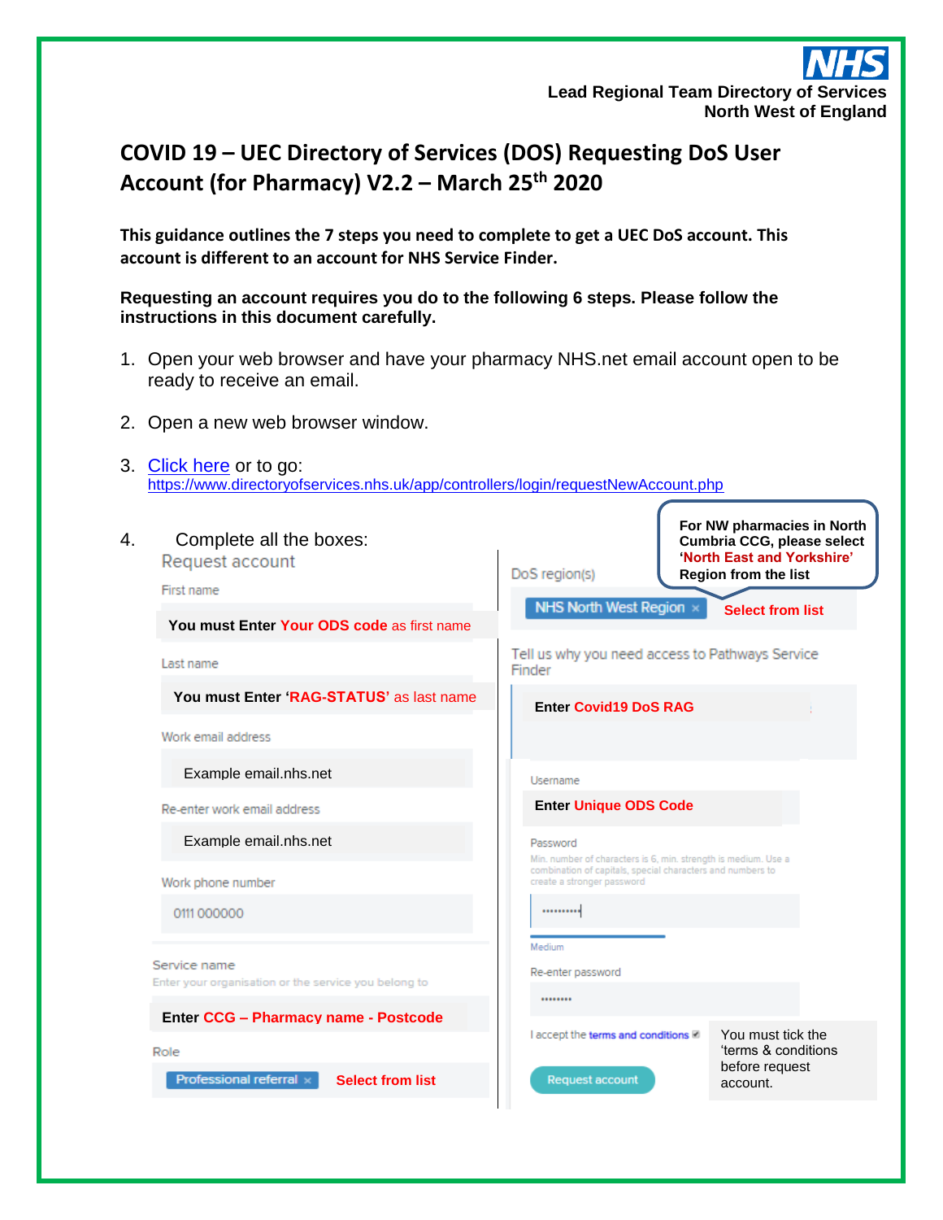**Lead Regional Team Directory of Services**
**North West of England**

# COVID 19 – UEC Directory of Services (DOS) Requesting DoS User Account (for Pharmacy) V2.2 – March 25th 2020

**This guidance outlines the 7 steps you need to complete to get a UEC DoS account. This account is different to an account for NHS Service Finder.**

**Requesting an account requires you do to the following 6 steps. Please follow the instructions in this document carefully.**

1. Open your web browser and have your pharmacy NHS.net email account open to be ready to receive an email.

2. Open a new web browser window.

3. Click here or to go: https://www.directoryofservices.nhs.uk/app/controllers/login/requestNewAccount.php

4. Complete all the boxes:

Request account

First name
**You must Enter Your ODS code as first name**

Last name
**You must Enter 'RAG-STATUS' as last name**

Work email address
Example email.nhs.net

Re-enter work email address
Example email.nhs.net

Work phone number
0111 000000

Service name
Enter your organisation or the service you belong to
**Enter CCG – Pharmacy name - Postcode**

Role
Professional referral × **Select from list**

DoS region(s)
NHS North West Region × **Select from list**

**For NW pharmacies in North Cumbria CCG, please select 'North East and Yorkshire' Region from the list**

Tell us why you need access to Pathways Service Finder
**Enter Covid19 DoS RAG**

Username
**Enter Unique ODS Code**

Password
Min. number of characters is 6, min. strength is medium. Use a combination of capitals, special characters and numbers to create a stronger password
••••••••••
Medium

Re-enter password
••••••••

I accept the terms and conditions ☑

You must tick the 'terms & conditions before request account.

Request account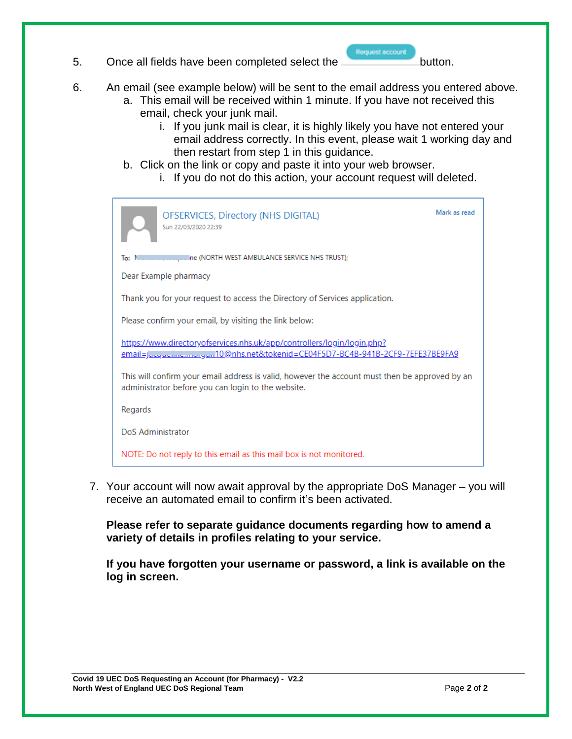5. Once all fields have been completed select the Request account button.

6. An email (see example below) will be sent to the email address you entered above.
   a. This email will be received within 1 minute. If you have not received this email, check your junk mail.
      i. If you junk mail is clear, it is highly likely you have not entered your email address correctly. In this event, please wait 1 working day and then restart from step 1 in this guidance.
   b. Click on the link or copy and paste it into your web browser.
      i. If you do not do this action, your account request will deleted.

> OFSERVICES, Directory (NHS DIGITAL)
> Sun 22/03/2020 22:39
>
> Mark as read
>
> To: ne (NORTH WEST AMBULANCE SERVICE NHS TRUST);
>
> Dear Example pharmacy
>
> Thank you for your request to access the Directory of Services application.
>
> Please confirm your email, by visiting the link below:
>
> https://www.directoryofservices.nhs.uk/app/controllers/login/login.php?email=j10@nhs.net&tokenid=CE04F5D7-BC4B-941B-2CF9-7EFE37BE9FA9
>
> This will confirm your email address is valid, however the account must then be approved by an administrator before you can login to the website.
>
> Regards
>
> DoS Administrator
>
> NOTE: Do not reply to this email as this mail box is not monitored.

7. Your account will now await approval by the appropriate DoS Manager – you will receive an automated email to confirm it's been activated.

**Please refer to separate guidance documents regarding how to amend a variety of details in profiles relating to your service.**

**If you have forgotten your username or password, a link is available on the log in screen.**